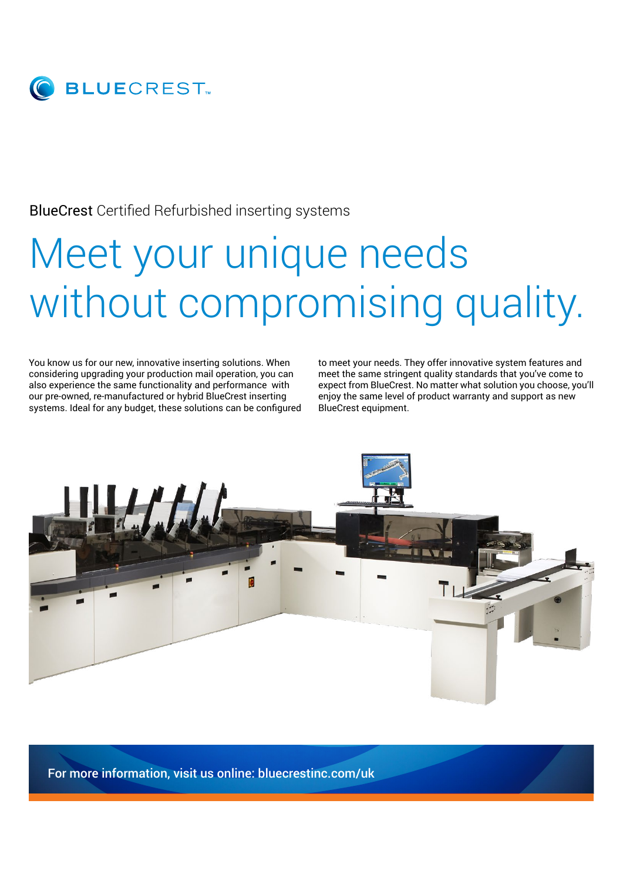BLUECREST™

BlueCrest Certified Refurbished inserting systems

# Meet your unique needs without compromising quality.

You know us for our new, innovative inserting solutions. When considering upgrading your production mail operation, you can also experience the same functionality and performance with our pre-owned, re-manufactured or hybrid BlueCrest inserting systems. Ideal for any budget, these solutions can be configured to meet your needs. They offer innovative system features and meet the same stringent quality standards that you've come to expect from BlueCrest. No matter what solution you choose, you'll enjoy the same level of product warranty and support as new BlueCrest equipment.

For more information, visit us online: bluecrestinc.com/uk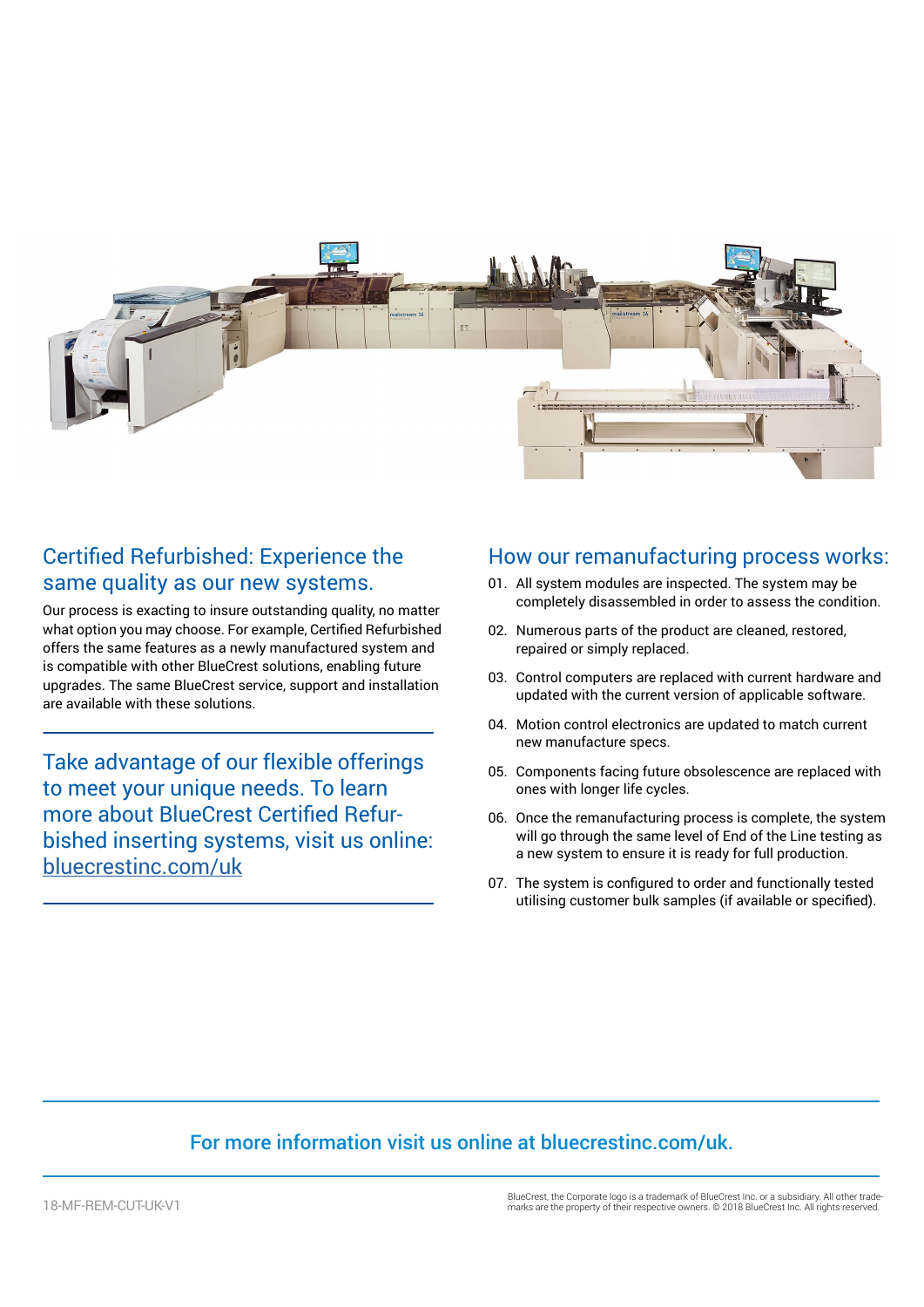## Certified Refurbished: Experience the same quality as our new systems.

Our process is exacting to insure outstanding quality, no matter what option you may choose. For example, Certified Refurbished offers the same features as a newly manufactured system and is compatible with other BlueCrest solutions, enabling future upgrades. The same BlueCrest service, support and installation are available with these solutions.

## Take advantage of our flexible offerings to meet your unique needs. To learn more about BlueCrest Certified Refurbished inserting systems, visit us online: bluecrestinc.com/uk

## How our remanufacturing process works:

01. All system modules are inspected. The system may be completely disassembled in order to assess the condition.
02. Numerous parts of the product are cleaned, restored, repaired or simply replaced.
03. Control computers are replaced with current hardware and updated with the current version of applicable software.
04. Motion control electronics are updated to match current new manufacture specs.
05. Components facing future obsolescence are replaced with ones with longer life cycles.
06. Once the remanufacturing process is complete, the system will go through the same level of End of the Line testing as a new system to ensure it is ready for full production.
07. The system is configured to order and functionally tested utilising customer bulk samples (if available or specified).

**For more information visit us online at bluecrestinc.com/uk.**

18-MF-REM-CUT-UK-V1

BlueCrest, the Corporate logo is a trademark of BlueCrest Inc. or a subsidiary. All other trademarks are the property of their respective owners. © 2018 BlueCrest Inc. All rights reserved.